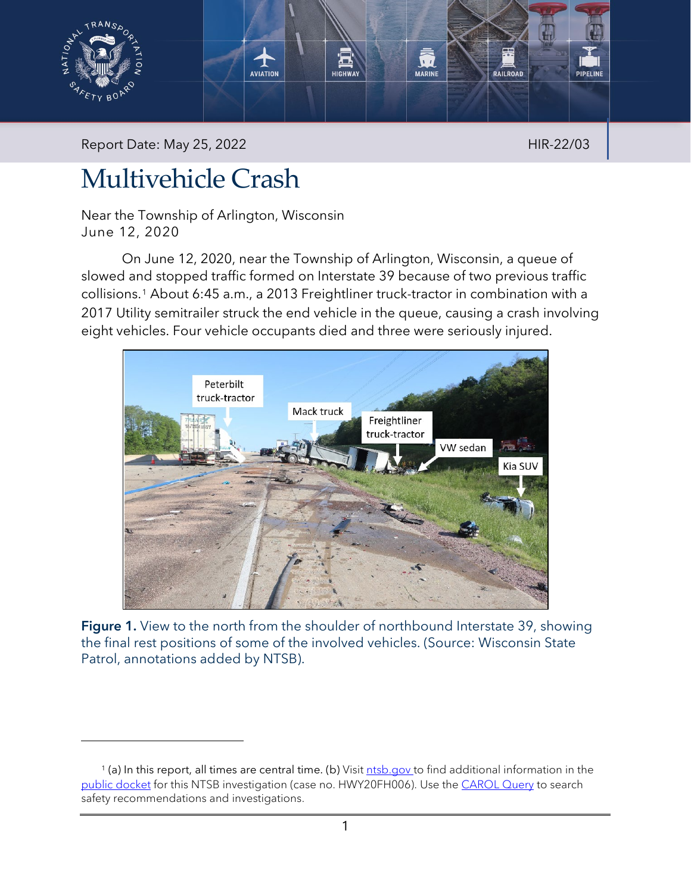Report Date: May 25, 2022

HIR-22/03

# Multivehicle Crash

Near the Township of Arlington, Wisconsin
June 12, 2020

On June 12, 2020, near the Township of Arlington, Wisconsin, a queue of slowed and stopped traffic formed on Interstate 39 because of two previous traffic collisions.[1] About 6:45 a.m., a 2013 Freightliner truck-tractor in combination with a 2017 Utility semitrailer struck the end vehicle in the queue, causing a crash involving eight vehicles. Four vehicle occupants died and three were seriously injured.

**Figure 1.** View to the north from the shoulder of northbound Interstate 39, showing the final rest positions of some of the involved vehicles. (Source: Wisconsin State Patrol, annotations added by NTSB).

[1] (a) In this report, all times are central time. (b) Visit ntsb.gov to find additional information in the public docket for this NTSB investigation (case no. HWY20FH006). Use the CAROL Query to search safety recommendations and investigations.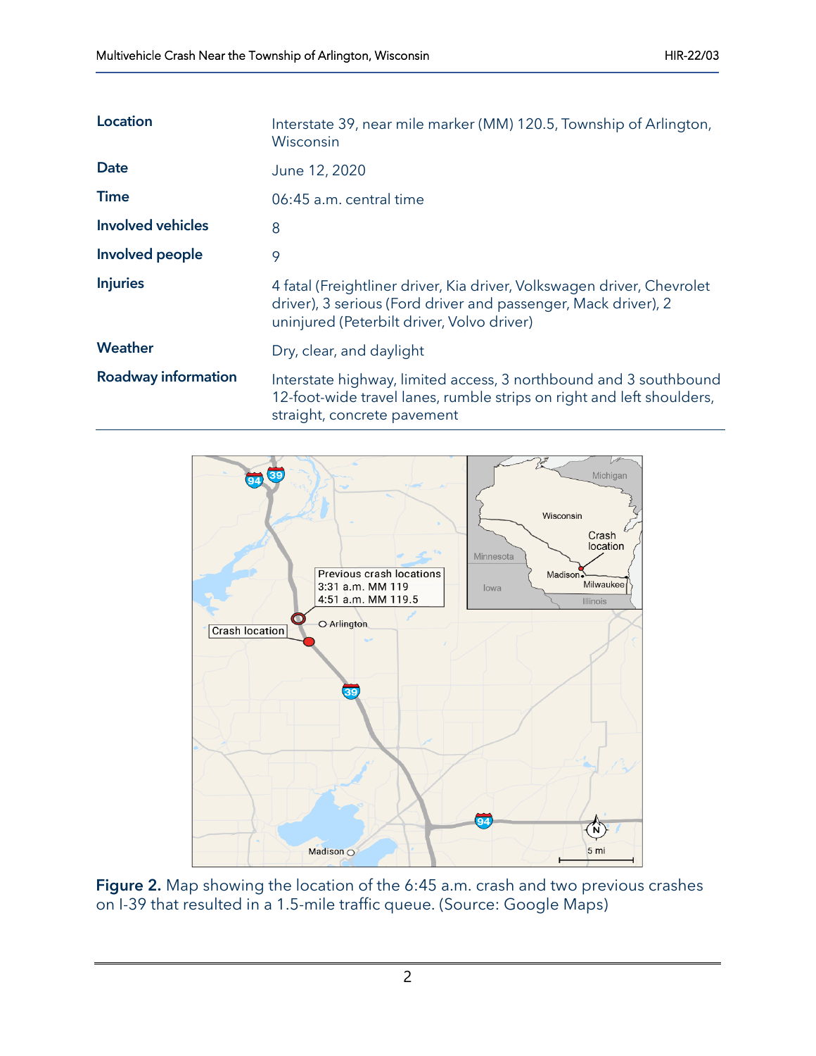| | |
|---|---|
| **Location** | Interstate 39, near mile marker (MM) 120.5, Township of Arlington, Wisconsin |
| **Date** | June 12, 2020 |
| **Time** | 06:45 a.m. central time |
| **Involved vehicles** | 8 |
| **Involved people** | 9 |
| **Injuries** | 4 fatal (Freightliner driver, Kia driver, Volkswagen driver, Chevrolet driver), 3 serious (Ford driver and passenger, Mack driver), 2 uninjured (Peterbilt driver, Volvo driver) |
| **Weather** | Dry, clear, and daylight |
| **Roadway information** | Interstate highway, limited access, 3 northbound and 3 southbound 12-foot-wide travel lanes, rumble strips on right and left shoulders, straight, concrete pavement |

**Figure 2.** Map showing the location of the 6:45 a.m. crash and two previous crashes on I-39 that resulted in a 1.5-mile traffic queue. (Source: Google Maps)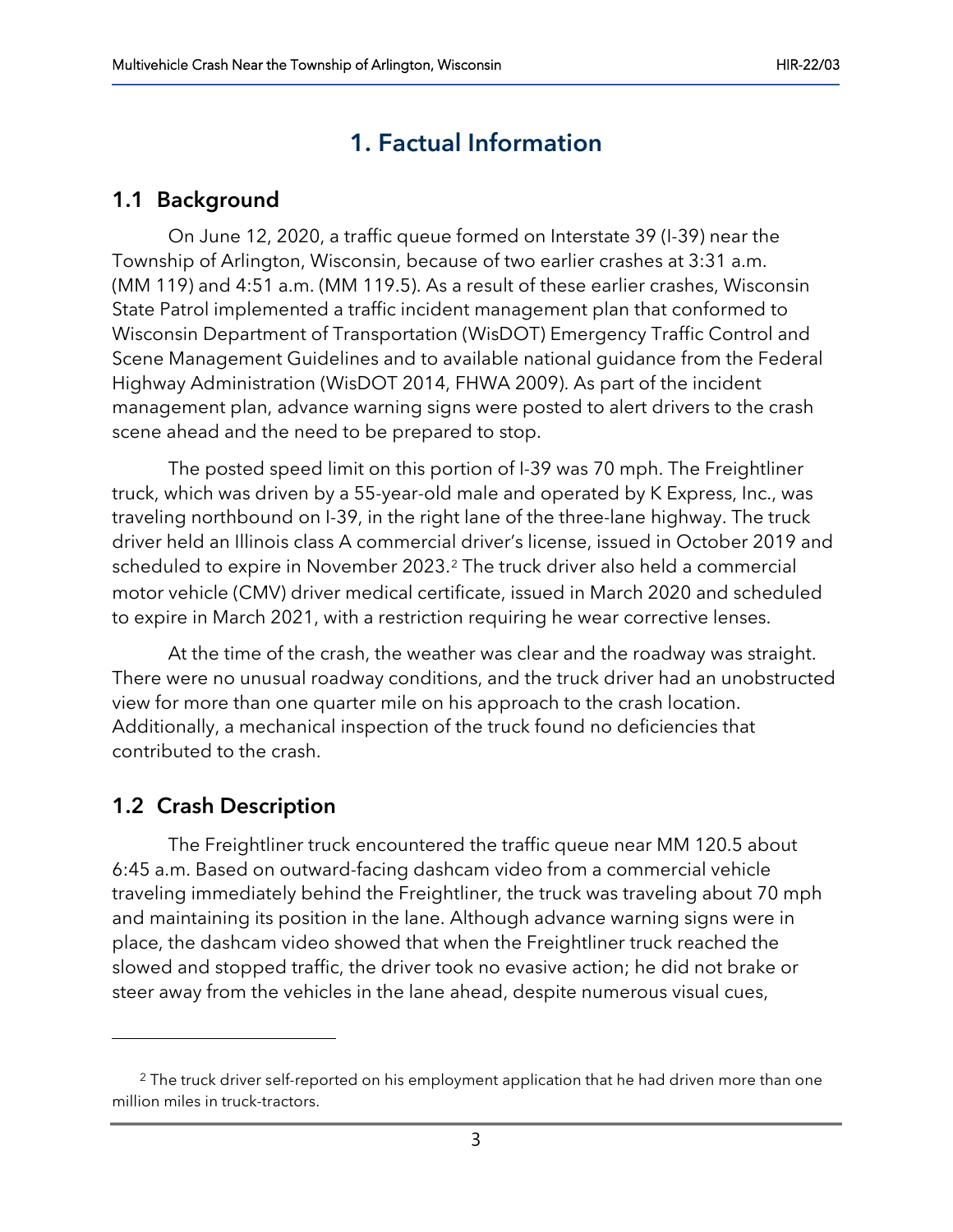# 1. Factual Information

## 1.1 Background

On June 12, 2020, a traffic queue formed on Interstate 39 (I-39) near the Township of Arlington, Wisconsin, because of two earlier crashes at 3:31 a.m. (MM 119) and 4:51 a.m. (MM 119.5). As a result of these earlier crashes, Wisconsin State Patrol implemented a traffic incident management plan that conformed to Wisconsin Department of Transportation (WisDOT) Emergency Traffic Control and Scene Management Guidelines and to available national guidance from the Federal Highway Administration (WisDOT 2014, FHWA 2009). As part of the incident management plan, advance warning signs were posted to alert drivers to the crash scene ahead and the need to be prepared to stop.

The posted speed limit on this portion of I-39 was 70 mph. The Freightliner truck, which was driven by a 55-year-old male and operated by K Express, Inc., was traveling northbound on I-39, in the right lane of the three-lane highway. The truck driver held an Illinois class A commercial driver's license, issued in October 2019 and scheduled to expire in November 2023.[2] The truck driver also held a commercial motor vehicle (CMV) driver medical certificate, issued in March 2020 and scheduled to expire in March 2021, with a restriction requiring he wear corrective lenses.

At the time of the crash, the weather was clear and the roadway was straight. There were no unusual roadway conditions, and the truck driver had an unobstructed view for more than one quarter mile on his approach to the crash location. Additionally, a mechanical inspection of the truck found no deficiencies that contributed to the crash.

## 1.2 Crash Description

The Freightliner truck encountered the traffic queue near MM 120.5 about 6:45 a.m. Based on outward-facing dashcam video from a commercial vehicle traveling immediately behind the Freightliner, the truck was traveling about 70 mph and maintaining its position in the lane. Although advance warning signs were in place, the dashcam video showed that when the Freightliner truck reached the slowed and stopped traffic, the driver took no evasive action; he did not brake or steer away from the vehicles in the lane ahead, despite numerous visual cues,

---

[2] The truck driver self-reported on his employment application that he had driven more than one million miles in truck-tractors.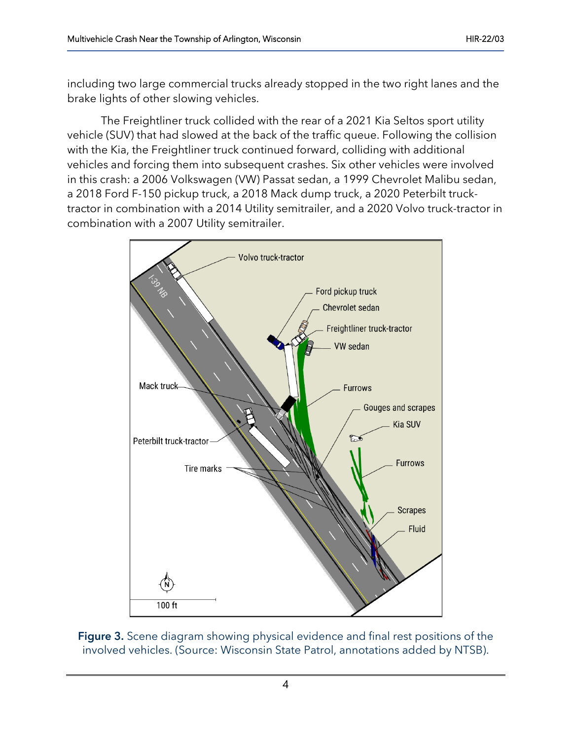including two large commercial trucks already stopped in the two right lanes and the brake lights of other slowing vehicles.

The Freightliner truck collided with the rear of a 2021 Kia Seltos sport utility vehicle (SUV) that had slowed at the back of the traffic queue. Following the collision with the Kia, the Freightliner truck continued forward, colliding with additional vehicles and forcing them into subsequent crashes. Six other vehicles were involved in this crash: a 2006 Volkswagen (VW) Passat sedan, a 1999 Chevrolet Malibu sedan, a 2018 Ford F-150 pickup truck, a 2018 Mack dump truck, a 2020 Peterbilt truck-tractor in combination with a 2014 Utility semitrailer, and a 2020 Volvo truck-tractor in combination with a 2007 Utility semitrailer.

**Figure 3.** Scene diagram showing physical evidence and final rest positions of the involved vehicles. (Source: Wisconsin State Patrol, annotations added by NTSB).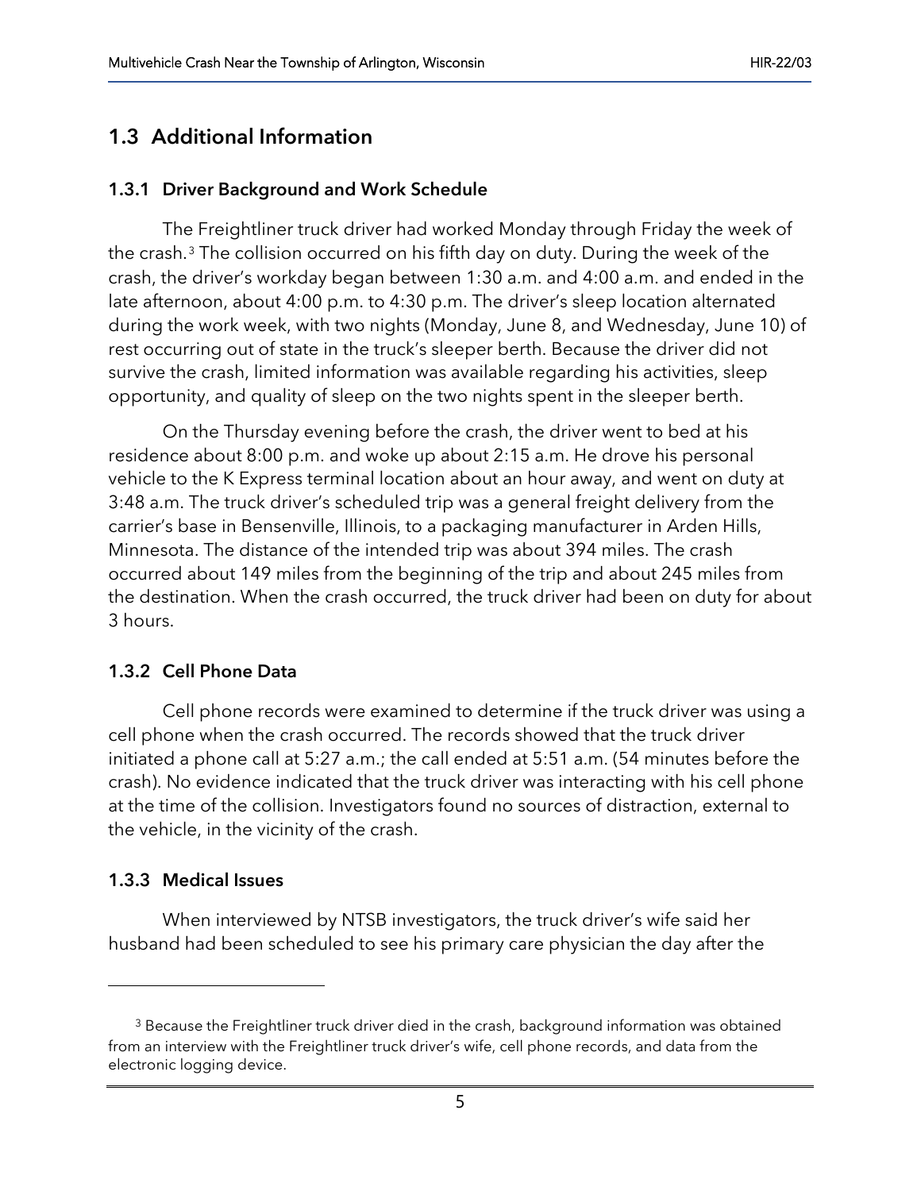## 1.3 Additional Information

### 1.3.1 Driver Background and Work Schedule

The Freightliner truck driver had worked Monday through Friday the week of the crash.[3] The collision occurred on his fifth day on duty. During the week of the crash, the driver's workday began between 1:30 a.m. and 4:00 a.m. and ended in the late afternoon, about 4:00 p.m. to 4:30 p.m. The driver's sleep location alternated during the work week, with two nights (Monday, June 8, and Wednesday, June 10) of rest occurring out of state in the truck's sleeper berth. Because the driver did not survive the crash, limited information was available regarding his activities, sleep opportunity, and quality of sleep on the two nights spent in the sleeper berth.

On the Thursday evening before the crash, the driver went to bed at his residence about 8:00 p.m. and woke up about 2:15 a.m. He drove his personal vehicle to the K Express terminal location about an hour away, and went on duty at 3:48 a.m. The truck driver's scheduled trip was a general freight delivery from the carrier's base in Bensenville, Illinois, to a packaging manufacturer in Arden Hills, Minnesota. The distance of the intended trip was about 394 miles. The crash occurred about 149 miles from the beginning of the trip and about 245 miles from the destination. When the crash occurred, the truck driver had been on duty for about 3 hours.

### 1.3.2 Cell Phone Data

Cell phone records were examined to determine if the truck driver was using a cell phone when the crash occurred. The records showed that the truck driver initiated a phone call at 5:27 a.m.; the call ended at 5:51 a.m. (54 minutes before the crash). No evidence indicated that the truck driver was interacting with his cell phone at the time of the collision. Investigators found no sources of distraction, external to the vehicle, in the vicinity of the crash.

### 1.3.3 Medical Issues

When interviewed by NTSB investigators, the truck driver's wife said her husband had been scheduled to see his primary care physician the day after the

---

[3] Because the Freightliner truck driver died in the crash, background information was obtained from an interview with the Freightliner truck driver's wife, cell phone records, and data from the electronic logging device.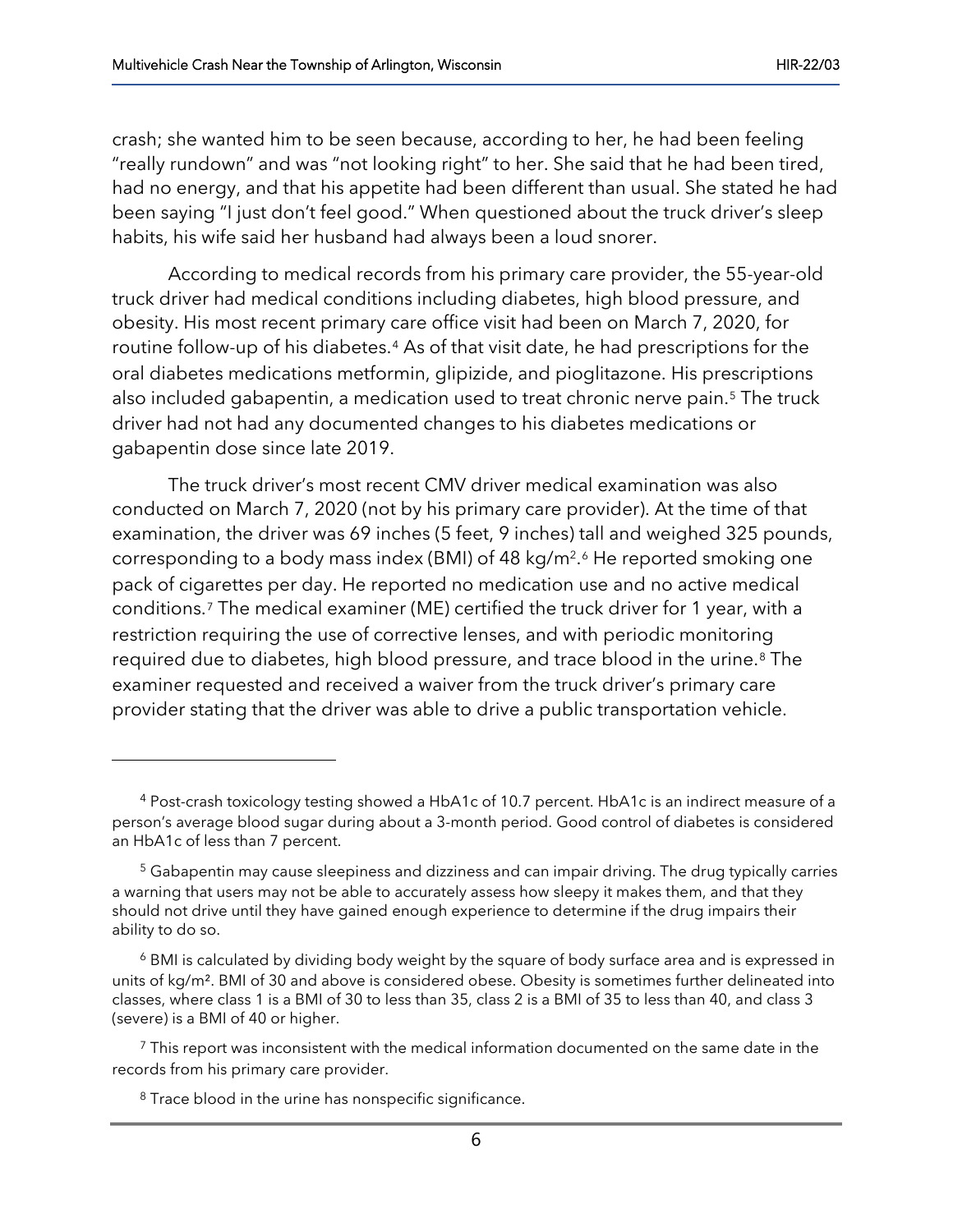crash; she wanted him to be seen because, according to her, he had been feeling "really rundown" and was "not looking right" to her. She said that he had been tired, had no energy, and that his appetite had been different than usual. She stated he had been saying "I just don't feel good." When questioned about the truck driver's sleep habits, his wife said her husband had always been a loud snorer.

According to medical records from his primary care provider, the 55-year-old truck driver had medical conditions including diabetes, high blood pressure, and obesity. His most recent primary care office visit had been on March 7, 2020, for routine follow-up of his diabetes.[4] As of that visit date, he had prescriptions for the oral diabetes medications metformin, glipizide, and pioglitazone. His prescriptions also included gabapentin, a medication used to treat chronic nerve pain.[5] The truck driver had not had any documented changes to his diabetes medications or gabapentin dose since late 2019.

The truck driver's most recent CMV driver medical examination was also conducted on March 7, 2020 (not by his primary care provider). At the time of that examination, the driver was 69 inches (5 feet, 9 inches) tall and weighed 325 pounds, corresponding to a body mass index (BMI) of 48 $kg/m^2$.[6] He reported smoking one pack of cigarettes per day. He reported no medication use and no active medical conditions.[7] The medical examiner (ME) certified the truck driver for 1 year, with a restriction requiring the use of corrective lenses, and with periodic monitoring required due to diabetes, high blood pressure, and trace blood in the urine.[8] The examiner requested and received a waiver from the truck driver's primary care provider stating that the driver was able to drive a public transportation vehicle.

---

[4] Post-crash toxicology testing showed a HbA1c of 10.7 percent. HbA1c is an indirect measure of a person's average blood sugar during about a 3-month period. Good control of diabetes is considered an HbA1c of less than 7 percent.

[5] Gabapentin may cause sleepiness and dizziness and can impair driving. The drug typically carries a warning that users may not be able to accurately assess how sleepy it makes them, and that they should not drive until they have gained enough experience to determine if the drug impairs their ability to do so.

[6] BMI is calculated by dividing body weight by the square of body surface area and is expressed in units of $kg/m^2$. BMI of 30 and above is considered obese. Obesity is sometimes further delineated into classes, where class 1 is a BMI of 30 to less than 35, class 2 is a BMI of 35 to less than 40, and class 3 (severe) is a BMI of 40 or higher.

[7] This report was inconsistent with the medical information documented on the same date in the records from his primary care provider.

[8] Trace blood in the urine has nonspecific significance.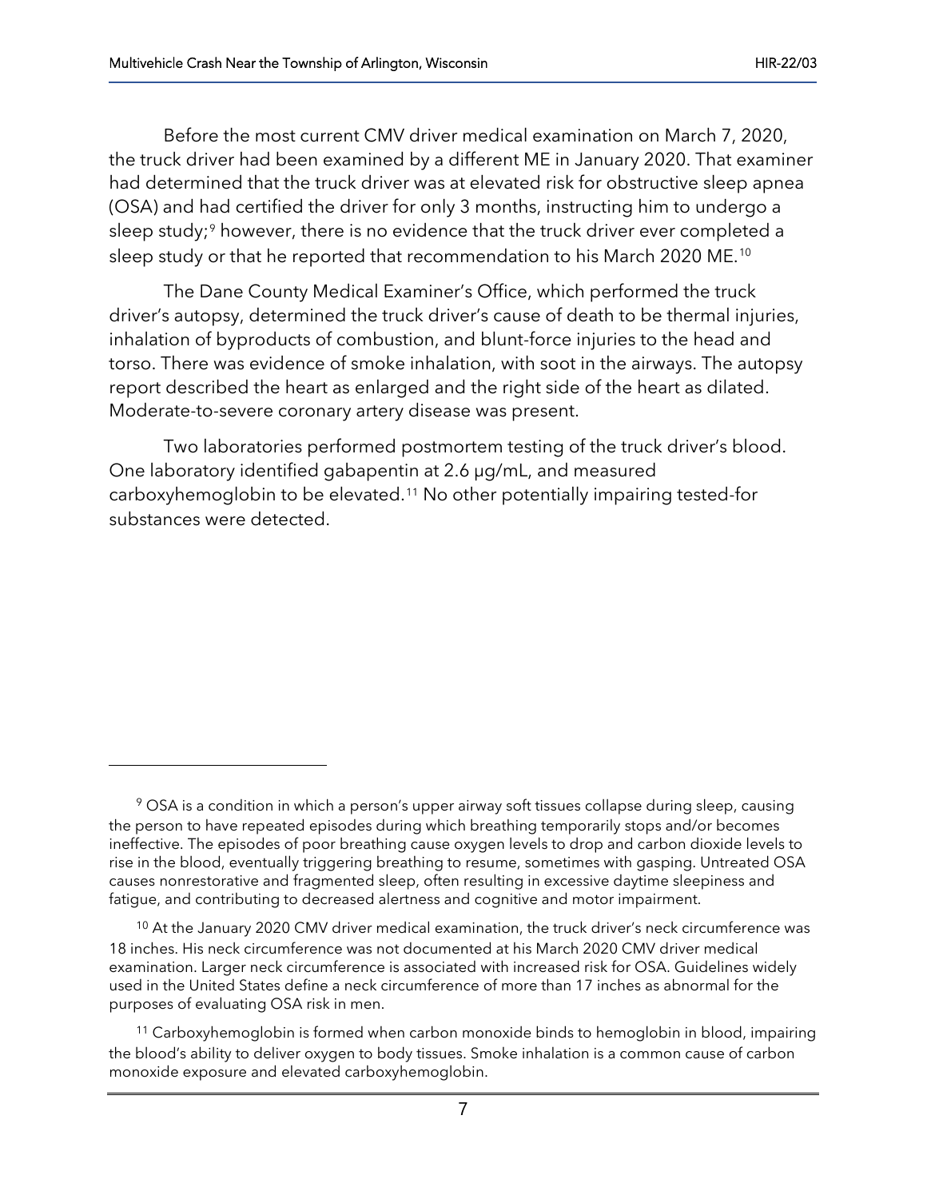Before the most current CMV driver medical examination on March 7, 2020, the truck driver had been examined by a different ME in January 2020. That examiner had determined that the truck driver was at elevated risk for obstructive sleep apnea (OSA) and had certified the driver for only 3 months, instructing him to undergo a sleep study;[9] however, there is no evidence that the truck driver ever completed a sleep study or that he reported that recommendation to his March 2020 ME.[10]

The Dane County Medical Examiner's Office, which performed the truck driver's autopsy, determined the truck driver's cause of death to be thermal injuries, inhalation of byproducts of combustion, and blunt-force injuries to the head and torso. There was evidence of smoke inhalation, with soot in the airways. The autopsy report described the heart as enlarged and the right side of the heart as dilated. Moderate-to-severe coronary artery disease was present.

Two laboratories performed postmortem testing of the truck driver's blood. One laboratory identified gabapentin at 2.6 μg/mL, and measured carboxyhemoglobin to be elevated.[11] No other potentially impairing tested-for substances were detected.

---

[9] OSA is a condition in which a person's upper airway soft tissues collapse during sleep, causing the person to have repeated episodes during which breathing temporarily stops and/or becomes ineffective. The episodes of poor breathing cause oxygen levels to drop and carbon dioxide levels to rise in the blood, eventually triggering breathing to resume, sometimes with gasping. Untreated OSA causes nonrestorative and fragmented sleep, often resulting in excessive daytime sleepiness and fatigue, and contributing to decreased alertness and cognitive and motor impairment.

[10] At the January 2020 CMV driver medical examination, the truck driver's neck circumference was 18 inches. His neck circumference was not documented at his March 2020 CMV driver medical examination. Larger neck circumference is associated with increased risk for OSA. Guidelines widely used in the United States define a neck circumference of more than 17 inches as abnormal for the purposes of evaluating OSA risk in men.

[11] Carboxyhemoglobin is formed when carbon monoxide binds to hemoglobin in blood, impairing the blood's ability to deliver oxygen to body tissues. Smoke inhalation is a common cause of carbon monoxide exposure and elevated carboxyhemoglobin.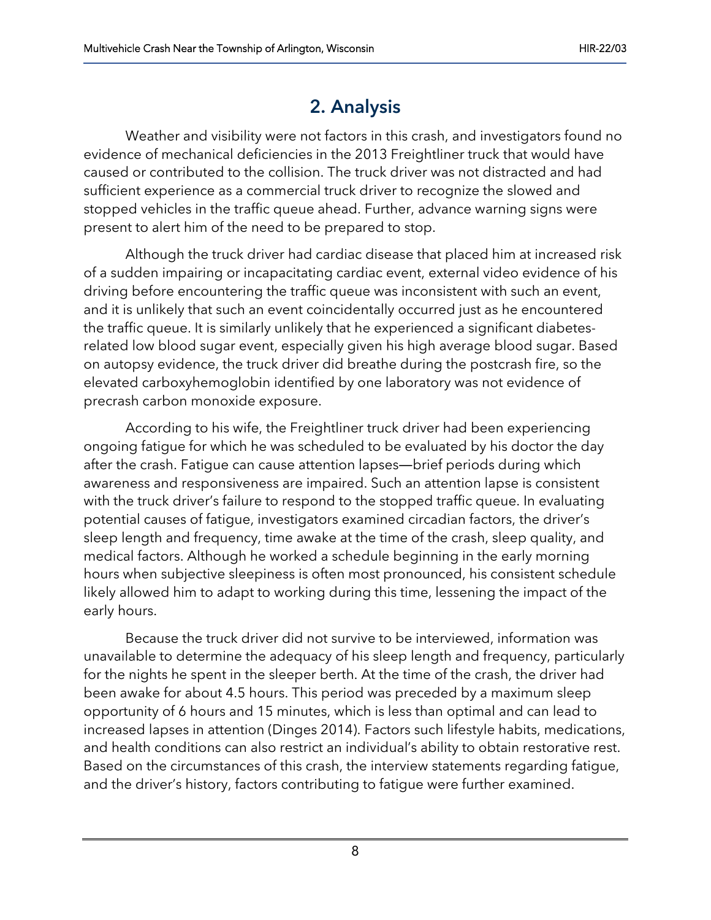## 2. Analysis

Weather and visibility were not factors in this crash, and investigators found no evidence of mechanical deficiencies in the 2013 Freightliner truck that would have caused or contributed to the collision. The truck driver was not distracted and had sufficient experience as a commercial truck driver to recognize the slowed and stopped vehicles in the traffic queue ahead. Further, advance warning signs were present to alert him of the need to be prepared to stop.

Although the truck driver had cardiac disease that placed him at increased risk of a sudden impairing or incapacitating cardiac event, external video evidence of his driving before encountering the traffic queue was inconsistent with such an event, and it is unlikely that such an event coincidentally occurred just as he encountered the traffic queue. It is similarly unlikely that he experienced a significant diabetes-related low blood sugar event, especially given his high average blood sugar. Based on autopsy evidence, the truck driver did breathe during the postcrash fire, so the elevated carboxyhemoglobin identified by one laboratory was not evidence of precrash carbon monoxide exposure.

According to his wife, the Freightliner truck driver had been experiencing ongoing fatigue for which he was scheduled to be evaluated by his doctor the day after the crash. Fatigue can cause attention lapses—brief periods during which awareness and responsiveness are impaired. Such an attention lapse is consistent with the truck driver's failure to respond to the stopped traffic queue. In evaluating potential causes of fatigue, investigators examined circadian factors, the driver's sleep length and frequency, time awake at the time of the crash, sleep quality, and medical factors. Although he worked a schedule beginning in the early morning hours when subjective sleepiness is often most pronounced, his consistent schedule likely allowed him to adapt to working during this time, lessening the impact of the early hours.

Because the truck driver did not survive to be interviewed, information was unavailable to determine the adequacy of his sleep length and frequency, particularly for the nights he spent in the sleeper berth. At the time of the crash, the driver had been awake for about 4.5 hours. This period was preceded by a maximum sleep opportunity of 6 hours and 15 minutes, which is less than optimal and can lead to increased lapses in attention (Dinges 2014). Factors such lifestyle habits, medications, and health conditions can also restrict an individual's ability to obtain restorative rest. Based on the circumstances of this crash, the interview statements regarding fatigue, and the driver's history, factors contributing to fatigue were further examined.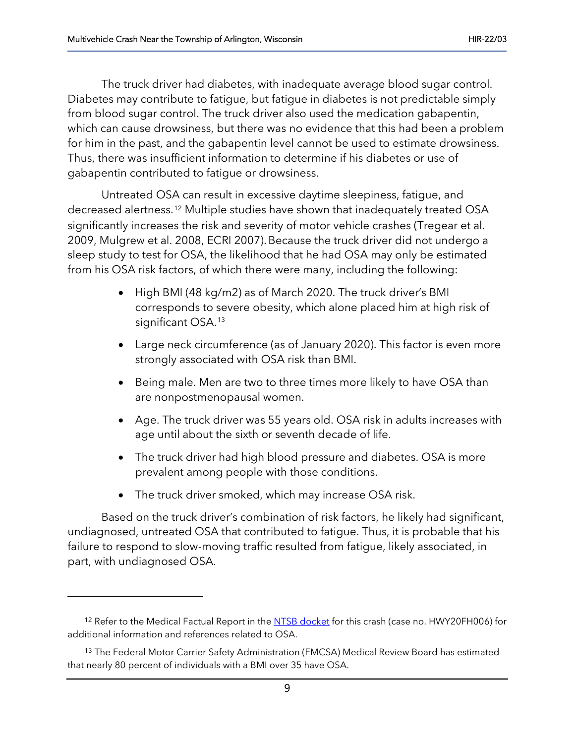The truck driver had diabetes, with inadequate average blood sugar control. Diabetes may contribute to fatigue, but fatigue in diabetes is not predictable simply from blood sugar control. The truck driver also used the medication gabapentin, which can cause drowsiness, but there was no evidence that this had been a problem for him in the past, and the gabapentin level cannot be used to estimate drowsiness. Thus, there was insufficient information to determine if his diabetes or use of gabapentin contributed to fatigue or drowsiness.

Untreated OSA can result in excessive daytime sleepiness, fatigue, and decreased alertness.[12] Multiple studies have shown that inadequately treated OSA significantly increases the risk and severity of motor vehicle crashes (Tregear et al. 2009, Mulgrew et al. 2008, ECRI 2007). Because the truck driver did not undergo a sleep study to test for OSA, the likelihood that he had OSA may only be estimated from his OSA risk factors, of which there were many, including the following:

- High BMI (48 kg/m2) as of March 2020. The truck driver's BMI corresponds to severe obesity, which alone placed him at high risk of significant OSA.[13]
- Large neck circumference (as of January 2020). This factor is even more strongly associated with OSA risk than BMI.
- Being male. Men are two to three times more likely to have OSA than are nonpostmenopausal women.
- Age. The truck driver was 55 years old. OSA risk in adults increases with age until about the sixth or seventh decade of life.
- The truck driver had high blood pressure and diabetes. OSA is more prevalent among people with those conditions.
- The truck driver smoked, which may increase OSA risk.

Based on the truck driver's combination of risk factors, he likely had significant, undiagnosed, untreated OSA that contributed to fatigue. Thus, it is probable that his failure to respond to slow-moving traffic resulted from fatigue, likely associated, in part, with undiagnosed OSA.

---

[12] Refer to the Medical Factual Report in the [NTSB docket]() for this crash (case no. HWY20FH006) for additional information and references related to OSA.

[13] The Federal Motor Carrier Safety Administration (FMCSA) Medical Review Board has estimated that nearly 80 percent of individuals with a BMI over 35 have OSA.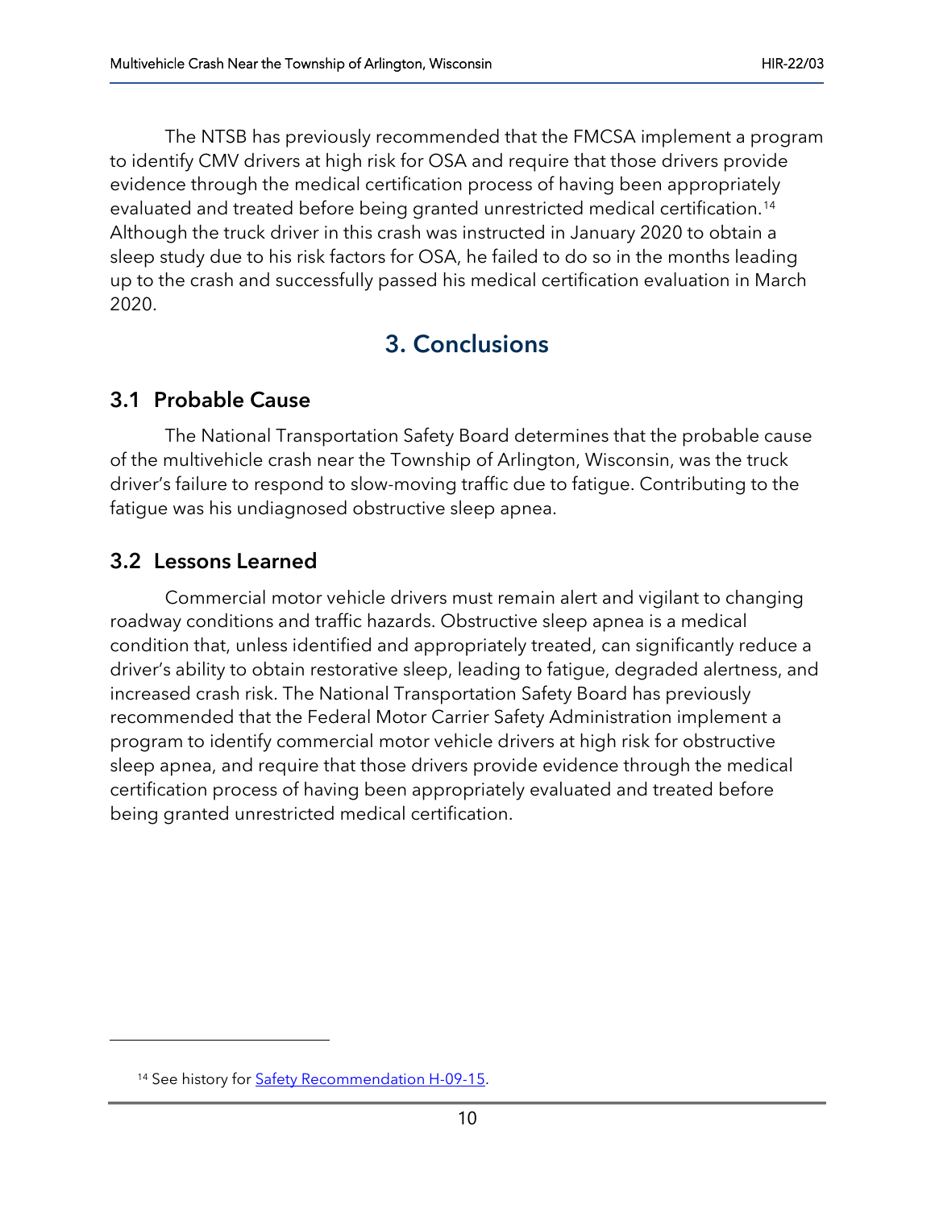The NTSB has previously recommended that the FMCSA implement a program to identify CMV drivers at high risk for OSA and require that those drivers provide evidence through the medical certification process of having been appropriately evaluated and treated before being granted unrestricted medical certification.[14] Although the truck driver in this crash was instructed in January 2020 to obtain a sleep study due to his risk factors for OSA, he failed to do so in the months leading up to the crash and successfully passed his medical certification evaluation in March 2020.

# 3. Conclusions

## 3.1 Probable Cause

The National Transportation Safety Board determines that the probable cause of the multivehicle crash near the Township of Arlington, Wisconsin, was the truck driver's failure to respond to slow-moving traffic due to fatigue. Contributing to the fatigue was his undiagnosed obstructive sleep apnea.

## 3.2 Lessons Learned

Commercial motor vehicle drivers must remain alert and vigilant to changing roadway conditions and traffic hazards. Obstructive sleep apnea is a medical condition that, unless identified and appropriately treated, can significantly reduce a driver's ability to obtain restorative sleep, leading to fatigue, degraded alertness, and increased crash risk. The National Transportation Safety Board has previously recommended that the Federal Motor Carrier Safety Administration implement a program to identify commercial motor vehicle drivers at high risk for obstructive sleep apnea, and require that those drivers provide evidence through the medical certification process of having been appropriately evaluated and treated before being granted unrestricted medical certification.

---

[14] See history for Safety Recommendation H-09-15.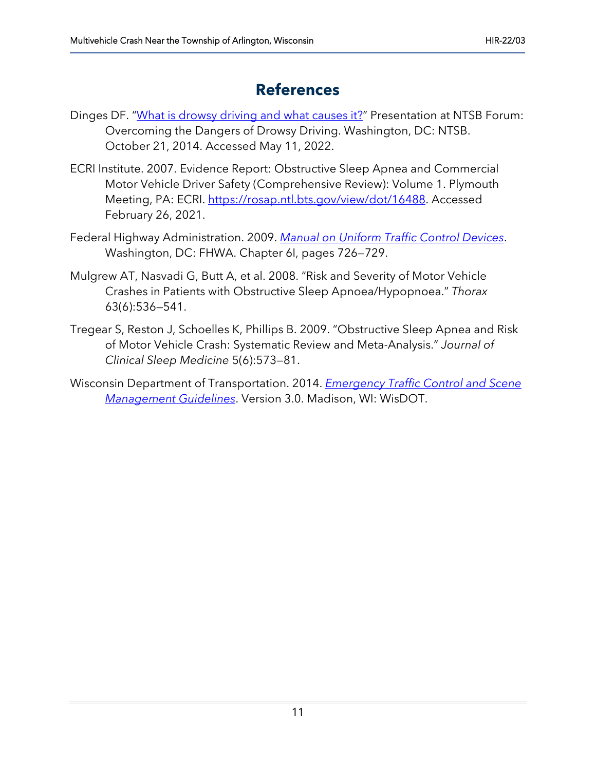# References

Dinges DF. "What is drowsy driving and what causes it?" Presentation at NTSB Forum: Overcoming the Dangers of Drowsy Driving. Washington, DC: NTSB. October 21, 2014. Accessed May 11, 2022.

ECRI Institute. 2007. Evidence Report: Obstructive Sleep Apnea and Commercial Motor Vehicle Driver Safety (Comprehensive Review): Volume 1. Plymouth Meeting, PA: ECRI. https://rosap.ntl.bts.gov/view/dot/16488. Accessed February 26, 2021.

Federal Highway Administration. 2009. *Manual on Uniform Traffic Control Devices*. Washington, DC: FHWA. Chapter 6I, pages 726–729.

Mulgrew AT, Nasvadi G, Butt A, et al. 2008. "Risk and Severity of Motor Vehicle Crashes in Patients with Obstructive Sleep Apnoea/Hypopnoea." *Thorax* 63(6):536–541.

Tregear S, Reston J, Schoelles K, Phillips B. 2009. "Obstructive Sleep Apnea and Risk of Motor Vehicle Crash: Systematic Review and Meta-Analysis." *Journal of Clinical Sleep Medicine* 5(6):573–81.

Wisconsin Department of Transportation. 2014. *Emergency Traffic Control and Scene Management Guidelines*. Version 3.0. Madison, WI: WisDOT.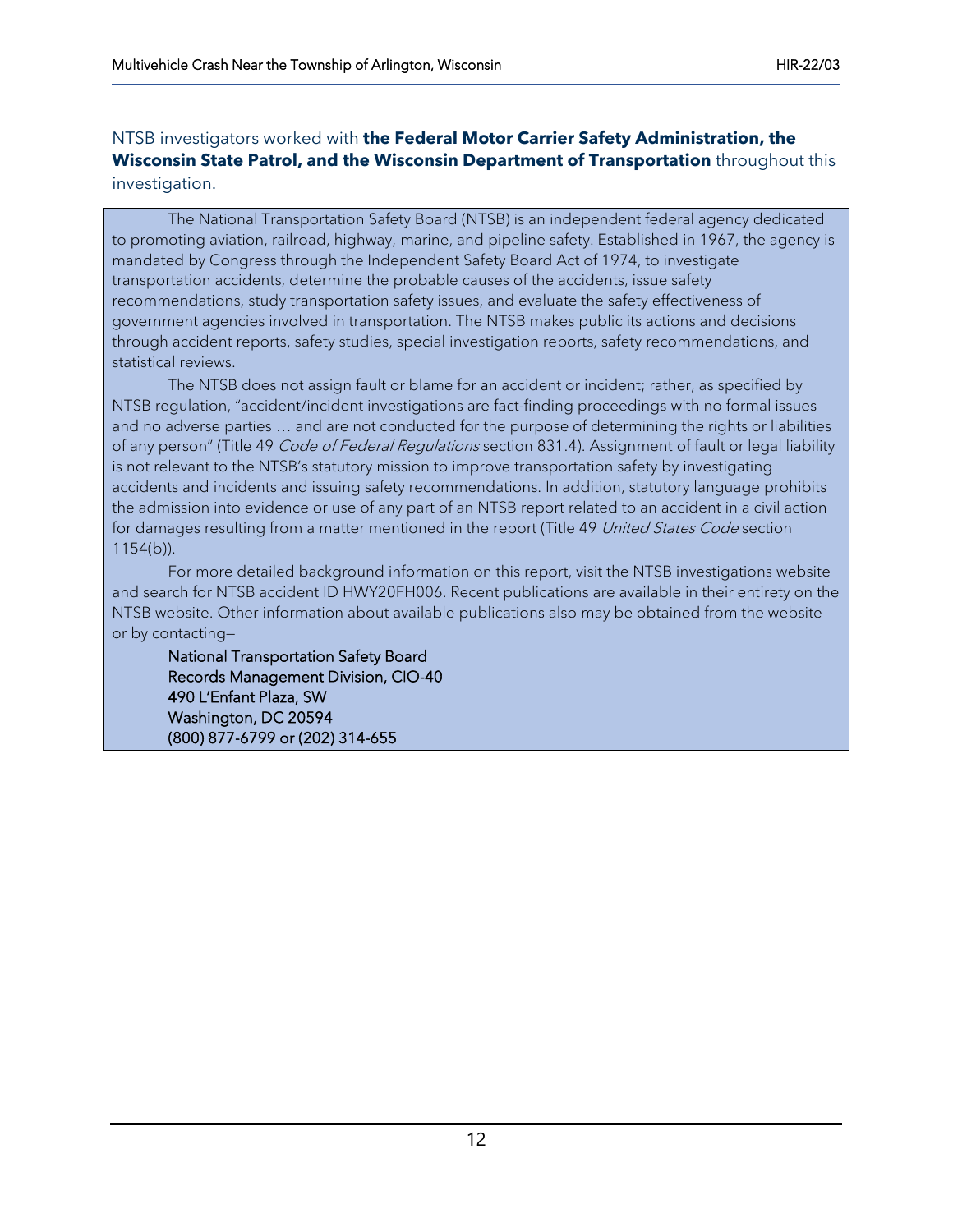NTSB investigators worked with **the Federal Motor Carrier Safety Administration, the Wisconsin State Patrol, and the Wisconsin Department of Transportation** throughout this investigation.

The National Transportation Safety Board (NTSB) is an independent federal agency dedicated to promoting aviation, railroad, highway, marine, and pipeline safety. Established in 1967, the agency is mandated by Congress through the Independent Safety Board Act of 1974, to investigate transportation accidents, determine the probable causes of the accidents, issue safety recommendations, study transportation safety issues, and evaluate the safety effectiveness of government agencies involved in transportation. The NTSB makes public its actions and decisions through accident reports, safety studies, special investigation reports, safety recommendations, and statistical reviews.

The NTSB does not assign fault or blame for an accident or incident; rather, as specified by NTSB regulation, "accident/incident investigations are fact-finding proceedings with no formal issues and no adverse parties … and are not conducted for the purpose of determining the rights or liabilities of any person" (Title 49 *Code of Federal Regulations* section 831.4). Assignment of fault or legal liability is not relevant to the NTSB's statutory mission to improve transportation safety by investigating accidents and incidents and issuing safety recommendations. In addition, statutory language prohibits the admission into evidence or use of any part of an NTSB report related to an accident in a civil action for damages resulting from a matter mentioned in the report (Title 49 *United States Code* section 1154(b)).

For more detailed background information on this report, visit the NTSB investigations website and search for NTSB accident ID HWY20FH006. Recent publications are available in their entirety on the NTSB website. Other information about available publications also may be obtained from the website or by contacting–

National Transportation Safety Board
Records Management Division, CIO-40
490 L'Enfant Plaza, SW
Washington, DC 20594
(800) 877-6799 or (202) 314-655